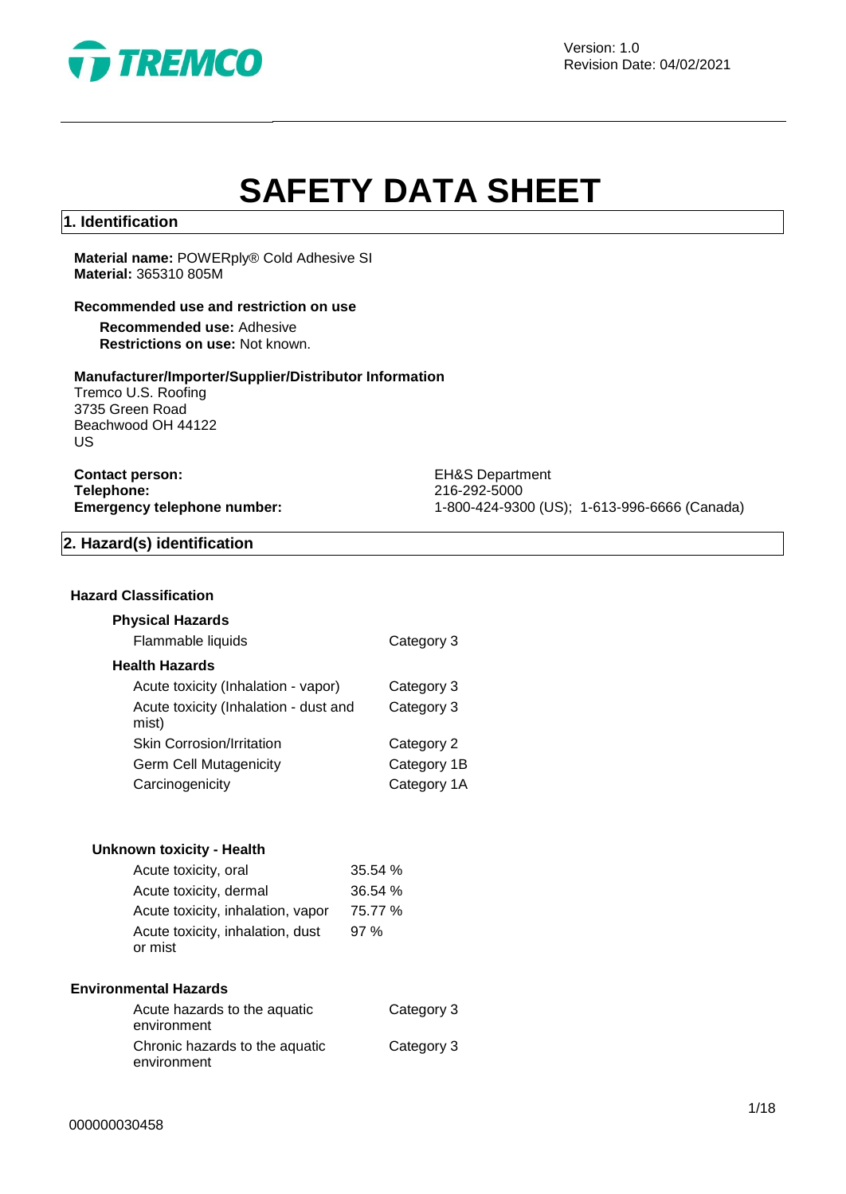# SAFETY DATA SHEET

## 1. Identification

**Material name:** POWERply® Cold Adhesive SI
**Material:** 365310 805M

**Recommended use and restriction on use**

**Recommended use:** Adhesive
**Restrictions on use:** Not known.

**Manufacturer/Importer/Supplier/Distributor Information**
Tremco U.S. Roofing
3735 Green Road
Beachwood OH 44122
US

| | |
|---|---|
| **Contact person:** | EH&S Department |
| **Telephone:** | 216-292-5000 |
| **Emergency telephone number:** | 1-800-424-9300 (US); 1-613-996-6666 (Canada) |

## 2. Hazard(s) identification

### Hazard Classification

**Physical Hazards**

| | |
|---|---|
| Flammable liquids | Category 3 |

**Health Hazards**

| | |
|---|---|
| Acute toxicity (Inhalation - vapor) | Category 3 |
| Acute toxicity (Inhalation - dust and mist) | Category 3 |
| Skin Corrosion/Irritation | Category 2 |
| Germ Cell Mutagenicity | Category 1B |
| Carcinogenicity | Category 1A |

**Unknown toxicity - Health**

| | |
|---|---|
| Acute toxicity, oral | 35.54 % |
| Acute toxicity, dermal | 36.54 % |
| Acute toxicity, inhalation, vapor | 75.77 % |
| Acute toxicity, inhalation, dust or mist | 97 % |

### Environmental Hazards

| | |
|---|---|
| Acute hazards to the aquatic environment | Category 3 |
| Chronic hazards to the aquatic environment | Category 3 |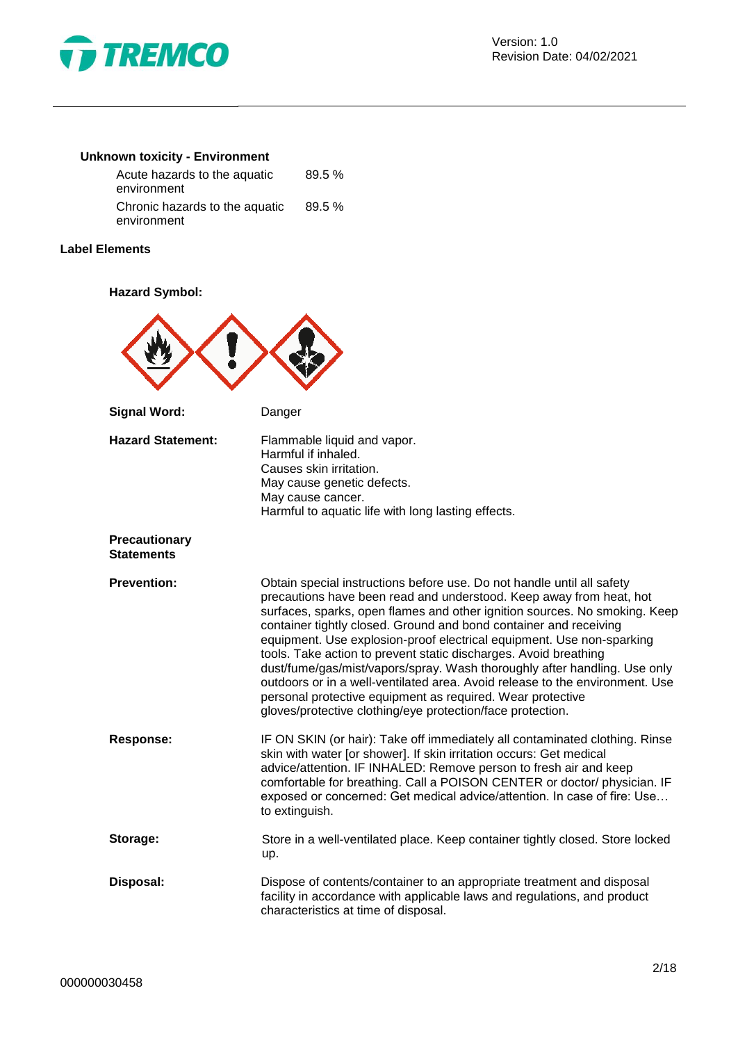**Unknown toxicity - Environment**

| | |
|---|---|
| Acute hazards to the aquatic environment | 89.5 % |
| Chronic hazards to the aquatic environment | 89.5 % |

**Label Elements**

**Hazard Symbol:**

**Signal Word:** Danger

**Hazard Statement:**
Flammable liquid and vapor.
Harmful if inhaled.
Causes skin irritation.
May cause genetic defects.
May cause cancer.
Harmful to aquatic life with long lasting effects.

**Precautionary Statements**

**Prevention:** Obtain special instructions before use. Do not handle until all safety precautions have been read and understood. Keep away from heat, hot surfaces, sparks, open flames and other ignition sources. No smoking. Keep container tightly closed. Ground and bond container and receiving equipment. Use explosion-proof electrical equipment. Use non-sparking tools. Take action to prevent static discharges. Avoid breathing dust/fume/gas/mist/vapors/spray. Wash thoroughly after handling. Use only outdoors or in a well-ventilated area. Avoid release to the environment. Use personal protective equipment as required. Wear protective gloves/protective clothing/eye protection/face protection.

**Response:** IF ON SKIN (or hair): Take off immediately all contaminated clothing. Rinse skin with water [or shower]. If skin irritation occurs: Get medical advice/attention. IF INHALED: Remove person to fresh air and keep comfortable for breathing. Call a POISON CENTER or doctor/ physician. IF exposed or concerned: Get medical advice/attention. In case of fire: Use… to extinguish.

**Storage:** Store in a well-ventilated place. Keep container tightly closed. Store locked up.

**Disposal:** Dispose of contents/container to an appropriate treatment and disposal facility in accordance with applicable laws and regulations, and product characteristics at time of disposal.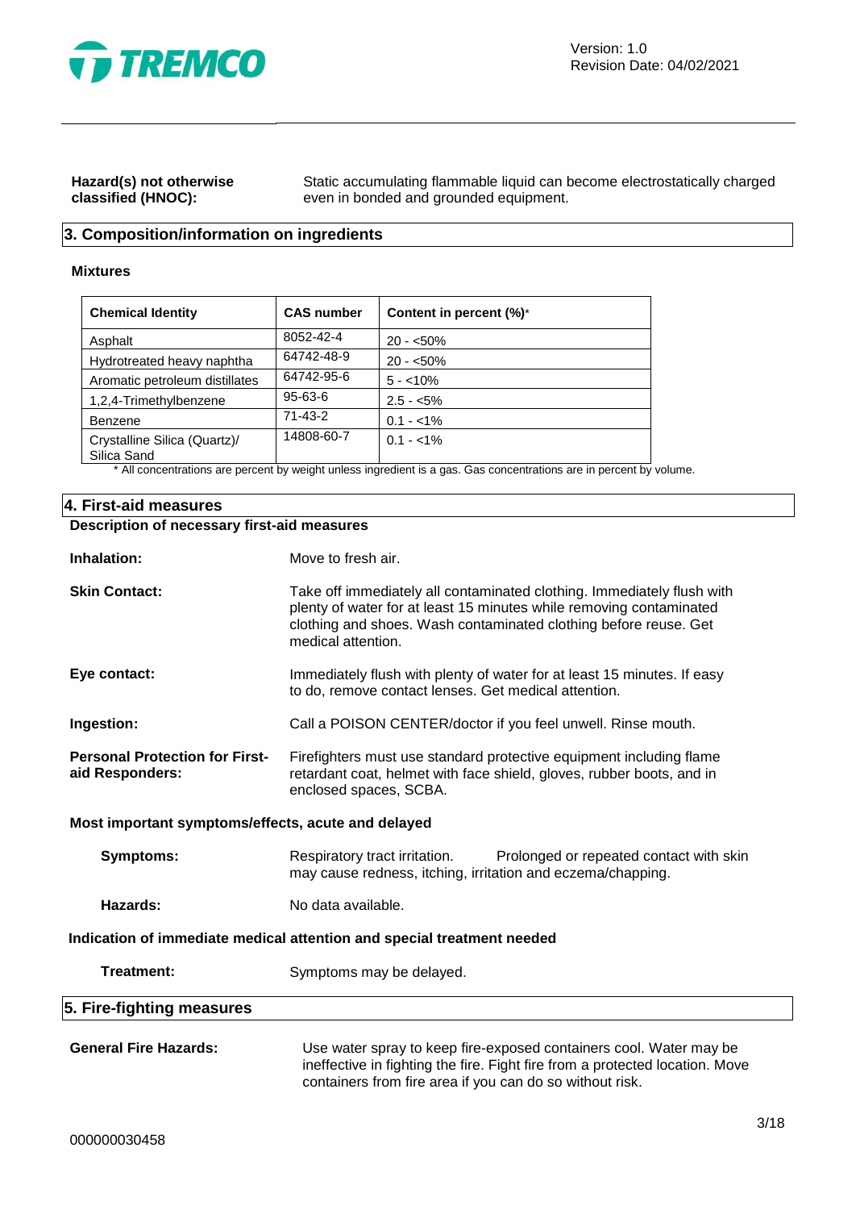**Hazard(s) not otherwise classified (HNOC):** Static accumulating flammable liquid can become electrostatically charged even in bonded and grounded equipment.

## 3. Composition/information on ingredients

**Mixtures**

| Chemical Identity | CAS number | Content in percent (%)* |
|---|---|---|
| Asphalt | 8052-42-4 | 20 - <50% |
| Hydrotreated heavy naphtha | 64742-48-9 | 20 - <50% |
| Aromatic petroleum distillates | 64742-95-6 | 5 - <10% |
| 1,2,4-Trimethylbenzene | 95-63-6 | 2.5 - <5% |
| Benzene | 71-43-2 | 0.1 - <1% |
| Crystalline Silica (Quartz)/ Silica Sand | 14808-60-7 | 0.1 - <1% |

\* All concentrations are percent by weight unless ingredient is a gas. Gas concentrations are in percent by volume.

## 4. First-aid measures

**Description of necessary first-aid measures**

**Inhalation:** Move to fresh air.

**Skin Contact:** Take off immediately all contaminated clothing. Immediately flush with plenty of water for at least 15 minutes while removing contaminated clothing and shoes. Wash contaminated clothing before reuse. Get medical attention.

**Eye contact:** Immediately flush with plenty of water for at least 15 minutes. If easy to do, remove contact lenses. Get medical attention.

**Ingestion:** Call a POISON CENTER/doctor if you feel unwell. Rinse mouth.

**Personal Protection for First-aid Responders:** Firefighters must use standard protective equipment including flame retardant coat, helmet with face shield, gloves, rubber boots, and in enclosed spaces, SCBA.

**Most important symptoms/effects, acute and delayed**

**Symptoms:** Respiratory tract irritation. Prolonged or repeated contact with skin may cause redness, itching, irritation and eczema/chapping.

**Hazards:** No data available.

**Indication of immediate medical attention and special treatment needed**

**Treatment:** Symptoms may be delayed.

## 5. Fire-fighting measures

**General Fire Hazards:** Use water spray to keep fire-exposed containers cool. Water may be ineffective in fighting the fire. Fight fire from a protected location. Move containers from fire area if you can do so without risk.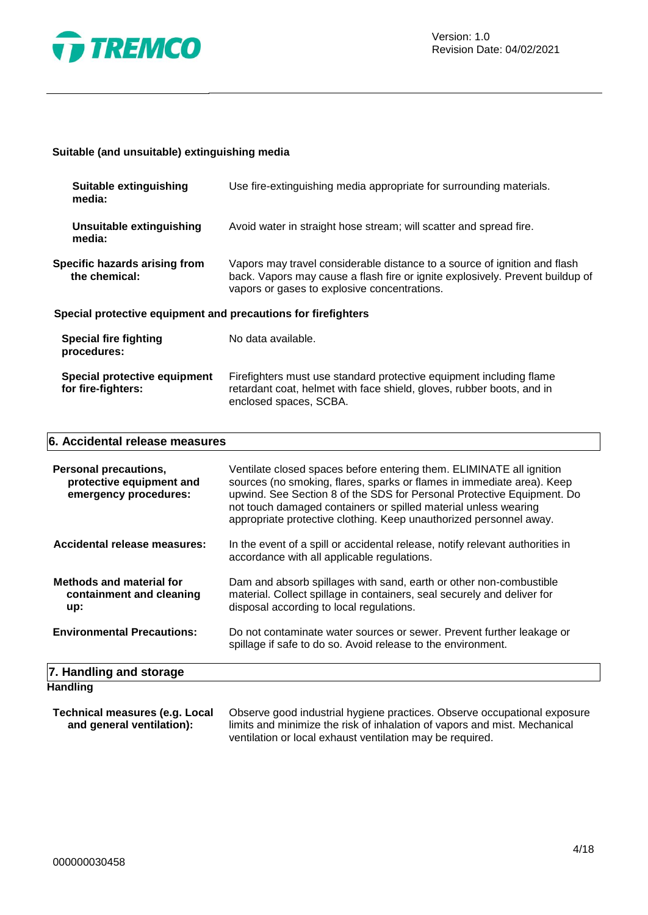**Suitable (and unsuitable) extinguishing media**

| | |
|---|---|
| **Suitable extinguishing media:** | Use fire-extinguishing media appropriate for surrounding materials. |
| **Unsuitable extinguishing media:** | Avoid water in straight hose stream; will scatter and spread fire. |
| **Specific hazards arising from the chemical:** | Vapors may travel considerable distance to a source of ignition and flash back. Vapors may cause a flash fire or ignite explosively. Prevent buildup of vapors or gases to explosive concentrations. |

**Special protective equipment and precautions for firefighters**

| | |
|---|---|
| **Special fire fighting procedures:** | No data available. |
| **Special protective equipment for fire-fighters:** | Firefighters must use standard protective equipment including flame retardant coat, helmet with face shield, gloves, rubber boots, and in enclosed spaces, SCBA. |

## 6. Accidental release measures

| | |
|---|---|
| **Personal precautions, protective equipment and emergency procedures:** | Ventilate closed spaces before entering them. ELIMINATE all ignition sources (no smoking, flares, sparks or flames in immediate area). Keep upwind. See Section 8 of the SDS for Personal Protective Equipment. Do not touch damaged containers or spilled material unless wearing appropriate protective clothing. Keep unauthorized personnel away. |
| **Accidental release measures:** | In the event of a spill or accidental release, notify relevant authorities in accordance with all applicable regulations. |
| **Methods and material for containment and cleaning up:** | Dam and absorb spillages with sand, earth or other non-combustible material. Collect spillage in containers, seal securely and deliver for disposal according to local regulations. |
| **Environmental Precautions:** | Do not contaminate water sources or sewer. Prevent further leakage or spillage if safe to do so. Avoid release to the environment. |

## 7. Handling and storage

**Handling**

| | |
|---|---|
| **Technical measures (e.g. Local and general ventilation):** | Observe good industrial hygiene practices. Observe occupational exposure limits and minimize the risk of inhalation of vapors and mist. Mechanical ventilation or local exhaust ventilation may be required. |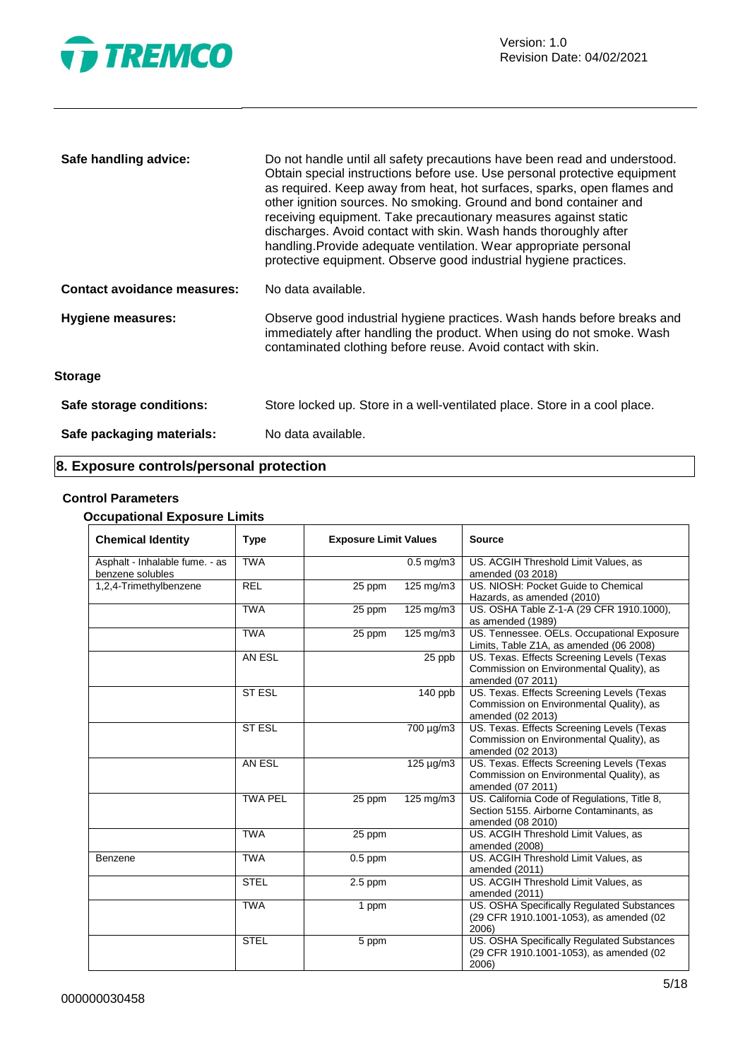**Safe handling advice:** Do not handle until all safety precautions have been read and understood. Obtain special instructions before use. Use personal protective equipment as required. Keep away from heat, hot surfaces, sparks, open flames and other ignition sources. No smoking. Ground and bond container and receiving equipment. Take precautionary measures against static discharges. Avoid contact with skin. Wash hands thoroughly after handling.Provide adequate ventilation. Wear appropriate personal protective equipment. Observe good industrial hygiene practices.

**Contact avoidance measures:** No data available.

**Hygiene measures:** Observe good industrial hygiene practices. Wash hands before breaks and immediately after handling the product. When using do not smoke. Wash contaminated clothing before reuse. Avoid contact with skin.

**Storage**

**Safe storage conditions:** Store locked up. Store in a well-ventilated place. Store in a cool place.

**Safe packaging materials:** No data available.

## 8. Exposure controls/personal protection

### Control Parameters

#### Occupational Exposure Limits

| Chemical Identity | Type | Exposure Limit Values | | Source |
|---|---|---|---|---|
| Asphalt - Inhalable fume. - as benzene solubles | TWA | | 0.5 mg/m3 | US. ACGIH Threshold Limit Values, as amended (03 2018) |
| 1,2,4-Trimethylbenzene | REL | 25 ppm | 125 mg/m3 | US. NIOSH: Pocket Guide to Chemical Hazards, as amended (2010) |
| | TWA | 25 ppm | 125 mg/m3 | US. OSHA Table Z-1-A (29 CFR 1910.1000), as amended (1989) |
| | TWA | 25 ppm | 125 mg/m3 | US. Tennessee. OELs. Occupational Exposure Limits, Table Z1A, as amended (06 2008) |
| | AN ESL | | 25 ppb | US. Texas. Effects Screening Levels (Texas Commission on Environmental Quality), as amended (07 2011) |
| | ST ESL | | 140 ppb | US. Texas. Effects Screening Levels (Texas Commission on Environmental Quality), as amended (02 2013) |
| | ST ESL | | 700 µg/m3 | US. Texas. Effects Screening Levels (Texas Commission on Environmental Quality), as amended (02 2013) |
| | AN ESL | | 125 µg/m3 | US. Texas. Effects Screening Levels (Texas Commission on Environmental Quality), as amended (07 2011) |
| | TWA PEL | 25 ppm | 125 mg/m3 | US. California Code of Regulations, Title 8, Section 5155. Airborne Contaminants, as amended (08 2010) |
| | TWA | 25 ppm | | US. ACGIH Threshold Limit Values, as amended (2008) |
| Benzene | TWA | 0.5 ppm | | US. ACGIH Threshold Limit Values, as amended (2011) |
| | STEL | 2.5 ppm | | US. ACGIH Threshold Limit Values, as amended (2011) |
| | TWA | 1 ppm | | US. OSHA Specifically Regulated Substances (29 CFR 1910.1001-1053), as amended (02 2006) |
| | STEL | 5 ppm | | US. OSHA Specifically Regulated Substances (29 CFR 1910.1001-1053), as amended (02 2006) |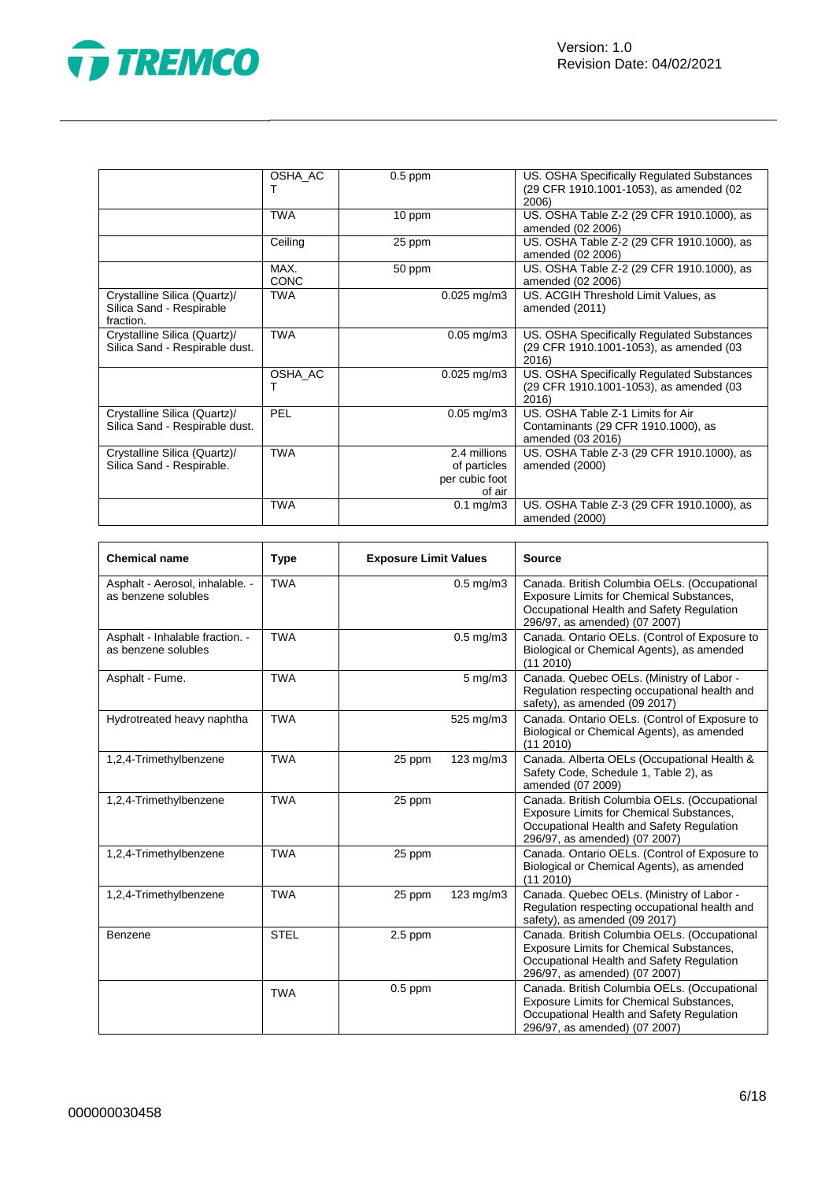| | Type | Exposure Limit Values | | Source |
|---|---|---|---|---|
| | OSHA_ACT | 0.5 ppm | | US. OSHA Specifically Regulated Substances (29 CFR 1910.1001-1053), as amended (02 2006) |
| | TWA | 10 ppm | | US. OSHA Table Z-2 (29 CFR 1910.1000), as amended (02 2006) |
| | Ceiling | 25 ppm | | US. OSHA Table Z-2 (29 CFR 1910.1000), as amended (02 2006) |
| | MAX. CONC | 50 ppm | | US. OSHA Table Z-2 (29 CFR 1910.1000), as amended (02 2006) |
| Crystalline Silica (Quartz)/ Silica Sand - Respirable fraction. | TWA | | 0.025 mg/m3 | US. ACGIH Threshold Limit Values, as amended (2011) |
| Crystalline Silica (Quartz)/ Silica Sand - Respirable dust. | TWA | | 0.05 mg/m3 | US. OSHA Specifically Regulated Substances (29 CFR 1910.1001-1053), as amended (03 2016) |
| | OSHA_ACT | | 0.025 mg/m3 | US. OSHA Specifically Regulated Substances (29 CFR 1910.1001-1053), as amended (03 2016) |
| Crystalline Silica (Quartz)/ Silica Sand - Respirable dust. | PEL | | 0.05 mg/m3 | US. OSHA Table Z-1 Limits for Air Contaminants (29 CFR 1910.1000), as amended (03 2016) |
| Crystalline Silica (Quartz)/ Silica Sand - Respirable. | TWA | | 2.4 millions of particles per cubic foot of air | US. OSHA Table Z-3 (29 CFR 1910.1000), as amended (2000) |
| | TWA | | 0.1 mg/m3 | US. OSHA Table Z-3 (29 CFR 1910.1000), as amended (2000) |

| Chemical name | Type | Exposure Limit Values | | Source |
|---|---|---|---|---|
| Asphalt - Aerosol, inhalable. - as benzene solubles | TWA | | 0.5 mg/m3 | Canada. British Columbia OELs. (Occupational Exposure Limits for Chemical Substances, Occupational Health and Safety Regulation 296/97, as amended) (07 2007) |
| Asphalt - Inhalable fraction. - as benzene solubles | TWA | | 0.5 mg/m3 | Canada. Ontario OELs. (Control of Exposure to Biological or Chemical Agents), as amended (11 2010) |
| Asphalt - Fume. | TWA | | 5 mg/m3 | Canada. Quebec OELs. (Ministry of Labor - Regulation respecting occupational health and safety), as amended (09 2017) |
| Hydrotreated heavy naphtha | TWA | | 525 mg/m3 | Canada. Ontario OELs. (Control of Exposure to Biological or Chemical Agents), as amended (11 2010) |
| 1,2,4-Trimethylbenzene | TWA | 25 ppm | 123 mg/m3 | Canada. Alberta OELs (Occupational Health & Safety Code, Schedule 1, Table 2), as amended (07 2009) |
| 1,2,4-Trimethylbenzene | TWA | 25 ppm | | Canada. British Columbia OELs. (Occupational Exposure Limits for Chemical Substances, Occupational Health and Safety Regulation 296/97, as amended) (07 2007) |
| 1,2,4-Trimethylbenzene | TWA | 25 ppm | | Canada. Ontario OELs. (Control of Exposure to Biological or Chemical Agents), as amended (11 2010) |
| 1,2,4-Trimethylbenzene | TWA | 25 ppm | 123 mg/m3 | Canada. Quebec OELs. (Ministry of Labor - Regulation respecting occupational health and safety), as amended (09 2017) |
| Benzene | STEL | 2.5 ppm | | Canada. British Columbia OELs. (Occupational Exposure Limits for Chemical Substances, Occupational Health and Safety Regulation 296/97, as amended) (07 2007) |
| | TWA | 0.5 ppm | | Canada. British Columbia OELs. (Occupational Exposure Limits for Chemical Substances, Occupational Health and Safety Regulation 296/97, as amended) (07 2007) |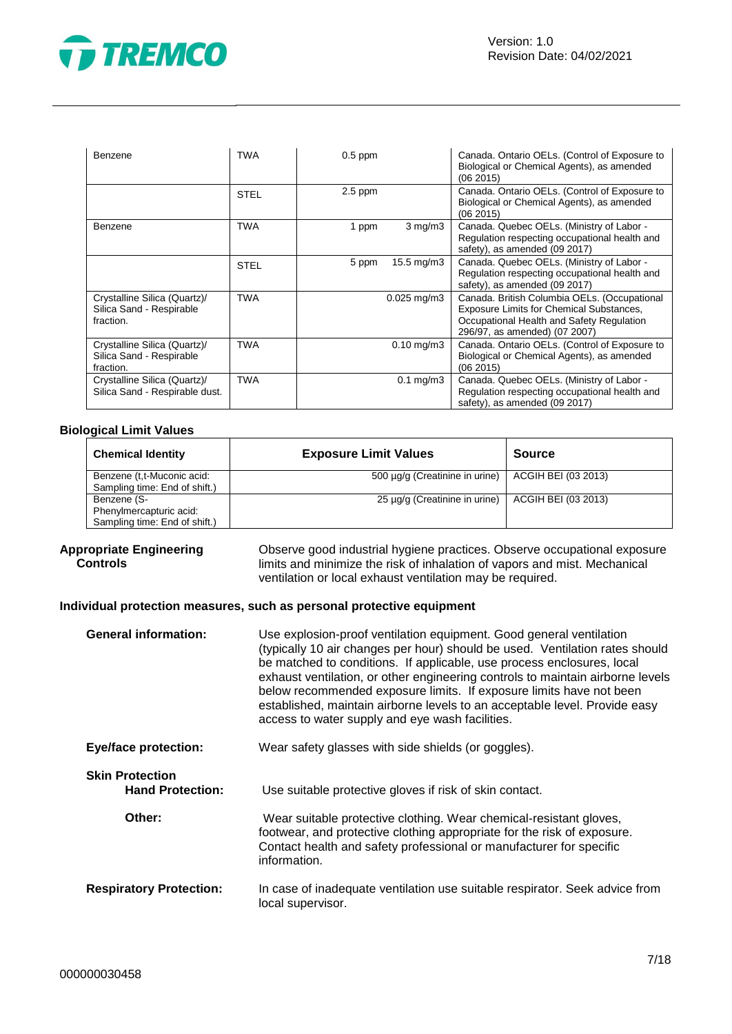| | | | | |
|---|---|---|---|---|
| Benzene | TWA | 0.5 ppm | | Canada. Ontario OELs. (Control of Exposure to Biological or Chemical Agents), as amended (06 2015) |
| | STEL | 2.5 ppm | | Canada. Ontario OELs. (Control of Exposure to Biological or Chemical Agents), as amended (06 2015) |
| Benzene | TWA | 1 ppm | 3 mg/m3 | Canada. Quebec OELs. (Ministry of Labor - Regulation respecting occupational health and safety), as amended (09 2017) |
| | STEL | 5 ppm | 15.5 mg/m3 | Canada. Quebec OELs. (Ministry of Labor - Regulation respecting occupational health and safety), as amended (09 2017) |
| Crystalline Silica (Quartz)/ Silica Sand - Respirable fraction. | TWA | | 0.025 mg/m3 | Canada. British Columbia OELs. (Occupational Exposure Limits for Chemical Substances, Occupational Health and Safety Regulation 296/97, as amended) (07 2007) |
| Crystalline Silica (Quartz)/ Silica Sand - Respirable fraction. | TWA | | 0.10 mg/m3 | Canada. Ontario OELs. (Control of Exposure to Biological or Chemical Agents), as amended (06 2015) |
| Crystalline Silica (Quartz)/ Silica Sand - Respirable dust. | TWA | | 0.1 mg/m3 | Canada. Quebec OELs. (Ministry of Labor - Regulation respecting occupational health and safety), as amended (09 2017) |

**Biological Limit Values**

| Chemical Identity | Exposure Limit Values | Source |
|---|---|---|
| Benzene (t,t-Muconic acid: Sampling time: End of shift.) | 500 µg/g (Creatinine in urine) | ACGIH BEI (03 2013) |
| Benzene (S-Phenylmercapturic acid: Sampling time: End of shift.) | 25 µg/g (Creatinine in urine) | ACGIH BEI (03 2013) |

**Appropriate Engineering Controls**

Observe good industrial hygiene practices. Observe occupational exposure limits and minimize the risk of inhalation of vapors and mist. Mechanical ventilation or local exhaust ventilation may be required.

**Individual protection measures, such as personal protective equipment**

**General information:** Use explosion-proof ventilation equipment. Good general ventilation (typically 10 air changes per hour) should be used. Ventilation rates should be matched to conditions. If applicable, use process enclosures, local exhaust ventilation, or other engineering controls to maintain airborne levels below recommended exposure limits. If exposure limits have not been established, maintain airborne levels to an acceptable level. Provide easy access to water supply and eye wash facilities.

**Eye/face protection:** Wear safety glasses with side shields (or goggles).

**Skin Protection**

**Hand Protection:** Use suitable protective gloves if risk of skin contact.

**Other:** Wear suitable protective clothing. Wear chemical-resistant gloves, footwear, and protective clothing appropriate for the risk of exposure. Contact health and safety professional or manufacturer for specific information.

**Respiratory Protection:** In case of inadequate ventilation use suitable respirator. Seek advice from local supervisor.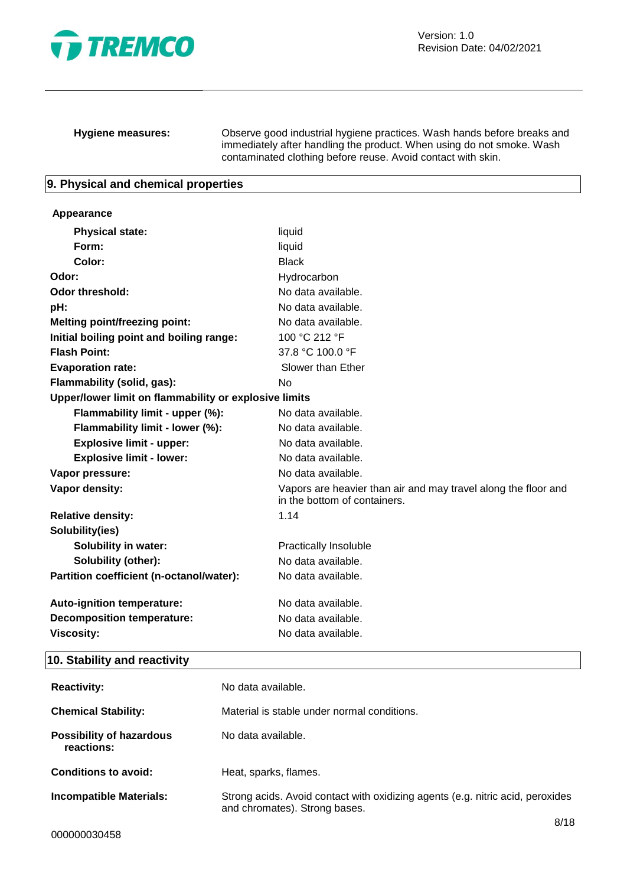**Hygiene measures:** Observe good industrial hygiene practices. Wash hands before breaks and immediately after handling the product. When using do not smoke. Wash contaminated clothing before reuse. Avoid contact with skin.

## 9. Physical and chemical properties

**Appearance**

| | |
|---|---|
| **Physical state:** | liquid |
| **Form:** | liquid |
| **Color:** | Black |
| **Odor:** | Hydrocarbon |
| **Odor threshold:** | No data available. |
| **pH:** | No data available. |
| **Melting point/freezing point:** | No data available. |
| **Initial boiling point and boiling range:** | 100 °C 212 °F |
| **Flash Point:** | 37.8 °C 100.0 °F |
| **Evaporation rate:** | Slower than Ether |
| **Flammability (solid, gas):** | No |
| **Upper/lower limit on flammability or explosive limits** | |
| **Flammability limit - upper (%):** | No data available. |
| **Flammability limit - lower (%):** | No data available. |
| **Explosive limit - upper:** | No data available. |
| **Explosive limit - lower:** | No data available. |
| **Vapor pressure:** | No data available. |
| **Vapor density:** | Vapors are heavier than air and may travel along the floor and in the bottom of containers. |
| **Relative density:** | 1.14 |
| **Solubility(ies)** | |
| **Solubility in water:** | Practically Insoluble |
| **Solubility (other):** | No data available. |
| **Partition coefficient (n-octanol/water):** | No data available. |
| **Auto-ignition temperature:** | No data available. |
| **Decomposition temperature:** | No data available. |
| **Viscosity:** | No data available. |

## 10. Stability and reactivity

| | |
|---|---|
| **Reactivity:** | No data available. |
| **Chemical Stability:** | Material is stable under normal conditions. |
| **Possibility of hazardous reactions:** | No data available. |
| **Conditions to avoid:** | Heat, sparks, flames. |
| **Incompatible Materials:** | Strong acids. Avoid contact with oxidizing agents (e.g. nitric acid, peroxides and chromates). Strong bases. |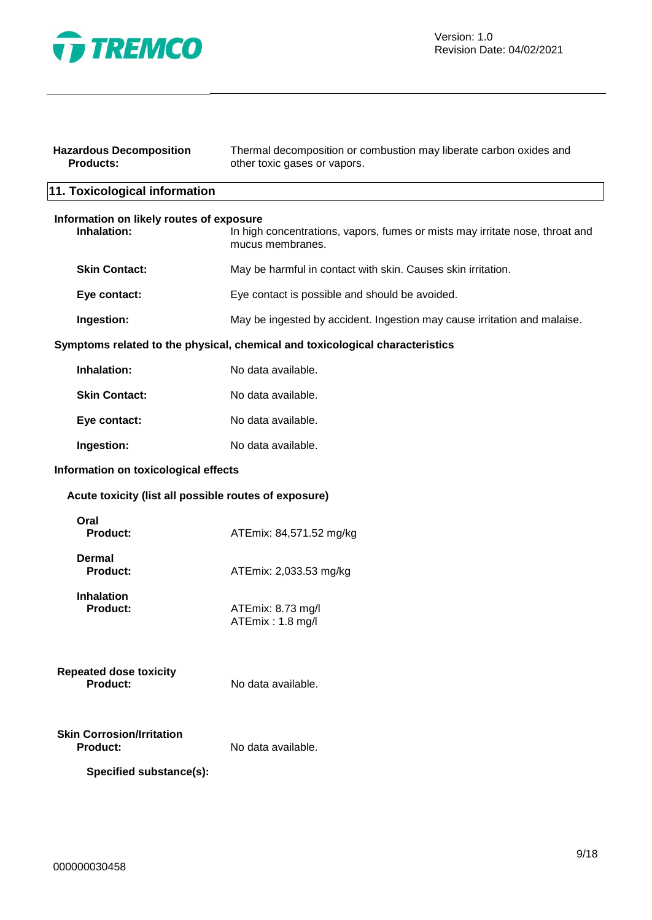**Hazardous Decomposition Products:** Thermal decomposition or combustion may liberate carbon oxides and other toxic gases or vapors.

## 11. Toxicological information

**Information on likely routes of exposure**

**Inhalation:** In high concentrations, vapors, fumes or mists may irritate nose, throat and mucus membranes.

**Skin Contact:** May be harmful in contact with skin. Causes skin irritation.

**Eye contact:** Eye contact is possible and should be avoided.

**Ingestion:** May be ingested by accident. Ingestion may cause irritation and malaise.

**Symptoms related to the physical, chemical and toxicological characteristics**

**Inhalation:** No data available.

**Skin Contact:** No data available.

**Eye contact:** No data available.

**Ingestion:** No data available.

**Information on toxicological effects**

**Acute toxicity (list all possible routes of exposure)**

**Oral**
**Product:** ATEmix: 84,571.52 mg/kg

**Dermal**
**Product:** ATEmix: 2,033.53 mg/kg

**Inhalation**
**Product:** ATEmix: 8.73 mg/l
ATEmix : 1.8 mg/l

**Repeated dose toxicity**
**Product:** No data available.

**Skin Corrosion/Irritation**
**Product:** No data available.

**Specified substance(s):**

000000030458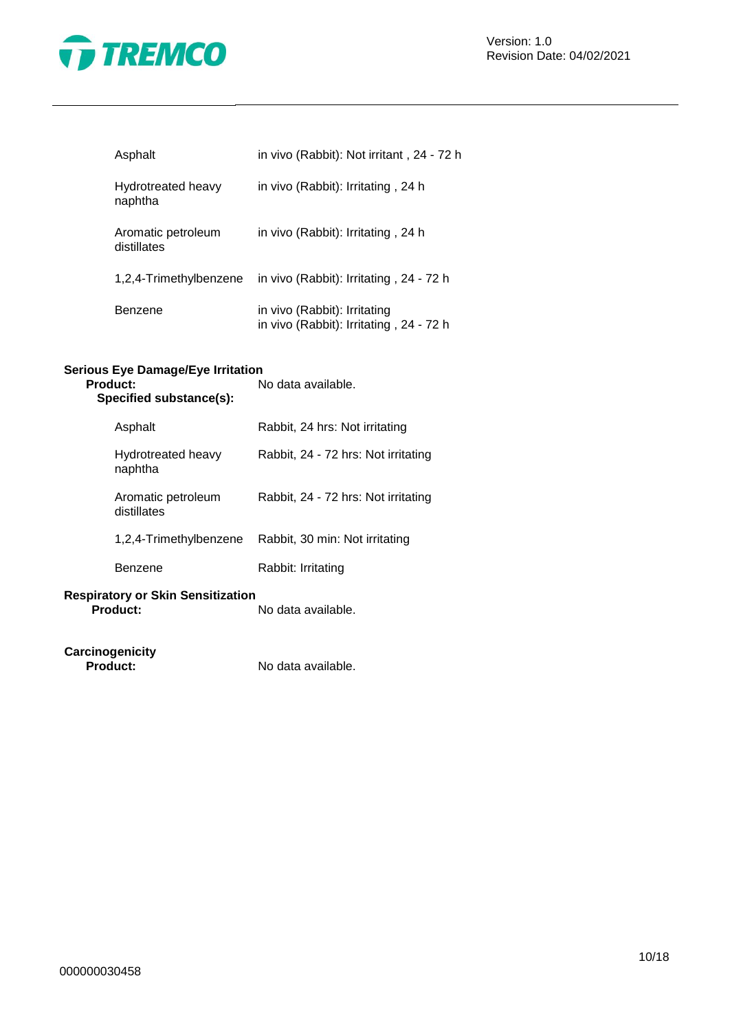| | |
|---|---|
| Asphalt | in vivo (Rabbit): Not irritant , 24 - 72 h |
| Hydrotreated heavy naphtha | in vivo (Rabbit): Irritating , 24 h |
| Aromatic petroleum distillates | in vivo (Rabbit): Irritating , 24 h |
| 1,2,4-Trimethylbenzene | in vivo (Rabbit): Irritating , 24 - 72 h |
| Benzene | in vivo (Rabbit): Irritating<br>in vivo (Rabbit): Irritating , 24 - 72 h |

**Serious Eye Damage/Eye Irritation**

**Product:** No data available.

**Specified substance(s):**

| | |
|---|---|
| Asphalt | Rabbit, 24 hrs: Not irritating |
| Hydrotreated heavy naphtha | Rabbit, 24 - 72 hrs: Not irritating |
| Aromatic petroleum distillates | Rabbit, 24 - 72 hrs: Not irritating |
| 1,2,4-Trimethylbenzene | Rabbit, 30 min: Not irritating |
| Benzene | Rabbit: Irritating |

**Respiratory or Skin Sensitization**

**Product:** No data available.

**Carcinogenicity**

**Product:** No data available.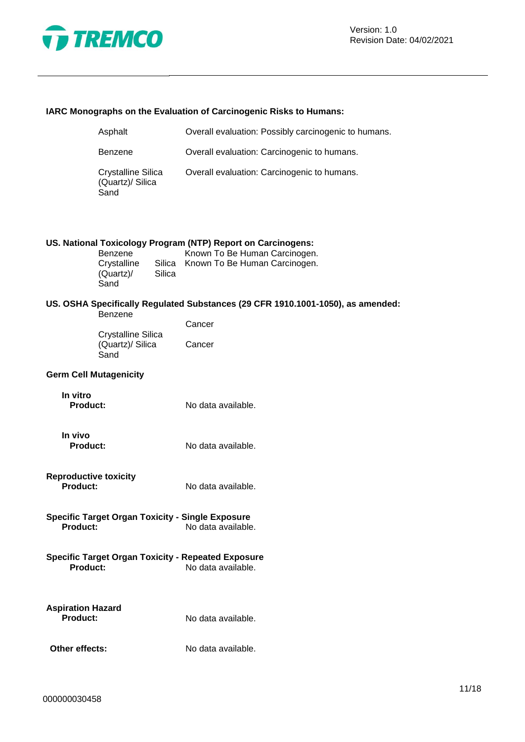**IARC Monographs on the Evaluation of Carcinogenic Risks to Humans:**

| | |
|---|---|
| Asphalt | Overall evaluation: Possibly carcinogenic to humans. |
| Benzene | Overall evaluation: Carcinogenic to humans. |
| Crystalline Silica (Quartz)/ Silica Sand | Overall evaluation: Carcinogenic to humans. |

**US. National Toxicology Program (NTP) Report on Carcinogens:**

| | |
|---|---|
| Benzene | Known To Be Human Carcinogen. |
| Crystalline Silica (Quartz)/ Silica Sand | Known To Be Human Carcinogen. |

**US. OSHA Specifically Regulated Substances (29 CFR 1910.1001-1050), as amended:**

| | |
|---|---|
| Benzene | Cancer |
| Crystalline Silica (Quartz)/ Silica Sand | Cancer |

**Germ Cell Mutagenicity**

**In vitro**

**Product:** No data available.

**In vivo**

**Product:** No data available.

**Reproductive toxicity**

**Product:** No data available.

**Specific Target Organ Toxicity - Single Exposure**

**Product:** No data available.

**Specific Target Organ Toxicity - Repeated Exposure**

**Product:** No data available.

**Aspiration Hazard**

**Product:** No data available.

**Other effects:** No data available.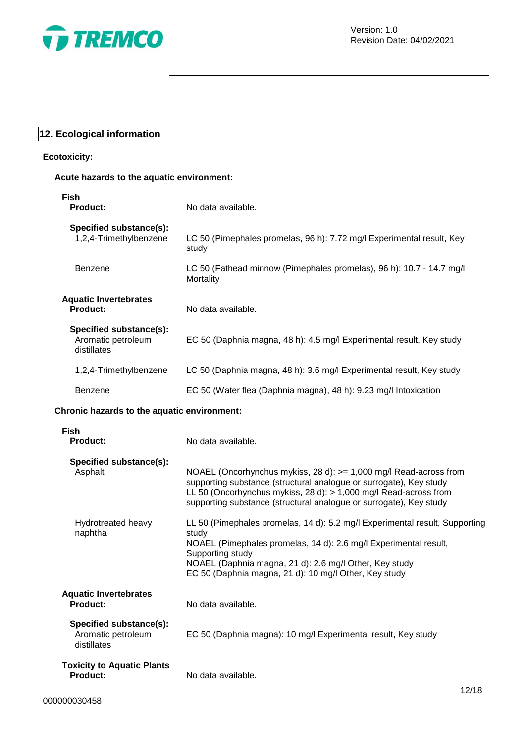## 12. Ecological information

**Ecotoxicity:**

**Acute hazards to the aquatic environment:**

**Fish**

| | |
|---|---|
| **Product:** | No data available. |
| **Specified substance(s):** | |
| 1,2,4-Trimethylbenzene | LC 50 (Pimephales promelas, 96 h): 7.72 mg/l Experimental result, Key study |
| Benzene | LC 50 (Fathead minnow (Pimephales promelas), 96 h): 10.7 - 14.7 mg/l Mortality |

**Aquatic Invertebrates**

| | |
|---|---|
| **Product:** | No data available. |
| **Specified substance(s):** | |
| Aromatic petroleum distillates | EC 50 (Daphnia magna, 48 h): 4.5 mg/l Experimental result, Key study |
| 1,2,4-Trimethylbenzene | LC 50 (Daphnia magna, 48 h): 3.6 mg/l Experimental result, Key study |
| Benzene | EC 50 (Water flea (Daphnia magna), 48 h): 9.23 mg/l Intoxication |

**Chronic hazards to the aquatic environment:**

**Fish**

| | |
|---|---|
| **Product:** | No data available. |
| **Specified substance(s):** | |
| Asphalt | NOAEL (Oncorhynchus mykiss, 28 d): >= 1,000 mg/l Read-across from supporting substance (structural analogue or surrogate), Key study<br>LL 50 (Oncorhynchus mykiss, 28 d): > 1,000 mg/l Read-across from supporting substance (structural analogue or surrogate), Key study |
| Hydrotreated heavy naphtha | LL 50 (Pimephales promelas, 14 d): 5.2 mg/l Experimental result, Supporting study<br>NOAEL (Pimephales promelas, 14 d): 2.6 mg/l Experimental result, Supporting study<br>NOAEL (Daphnia magna, 21 d): 2.6 mg/l Other, Key study<br>EC 50 (Daphnia magna, 21 d): 10 mg/l Other, Key study |

**Aquatic Invertebrates**

| | |
|---|---|
| **Product:** | No data available. |
| **Specified substance(s):** | |
| Aromatic petroleum distillates | EC 50 (Daphnia magna): 10 mg/l Experimental result, Key study |

**Toxicity to Aquatic Plants**

| | |
|---|---|
| **Product:** | No data available. |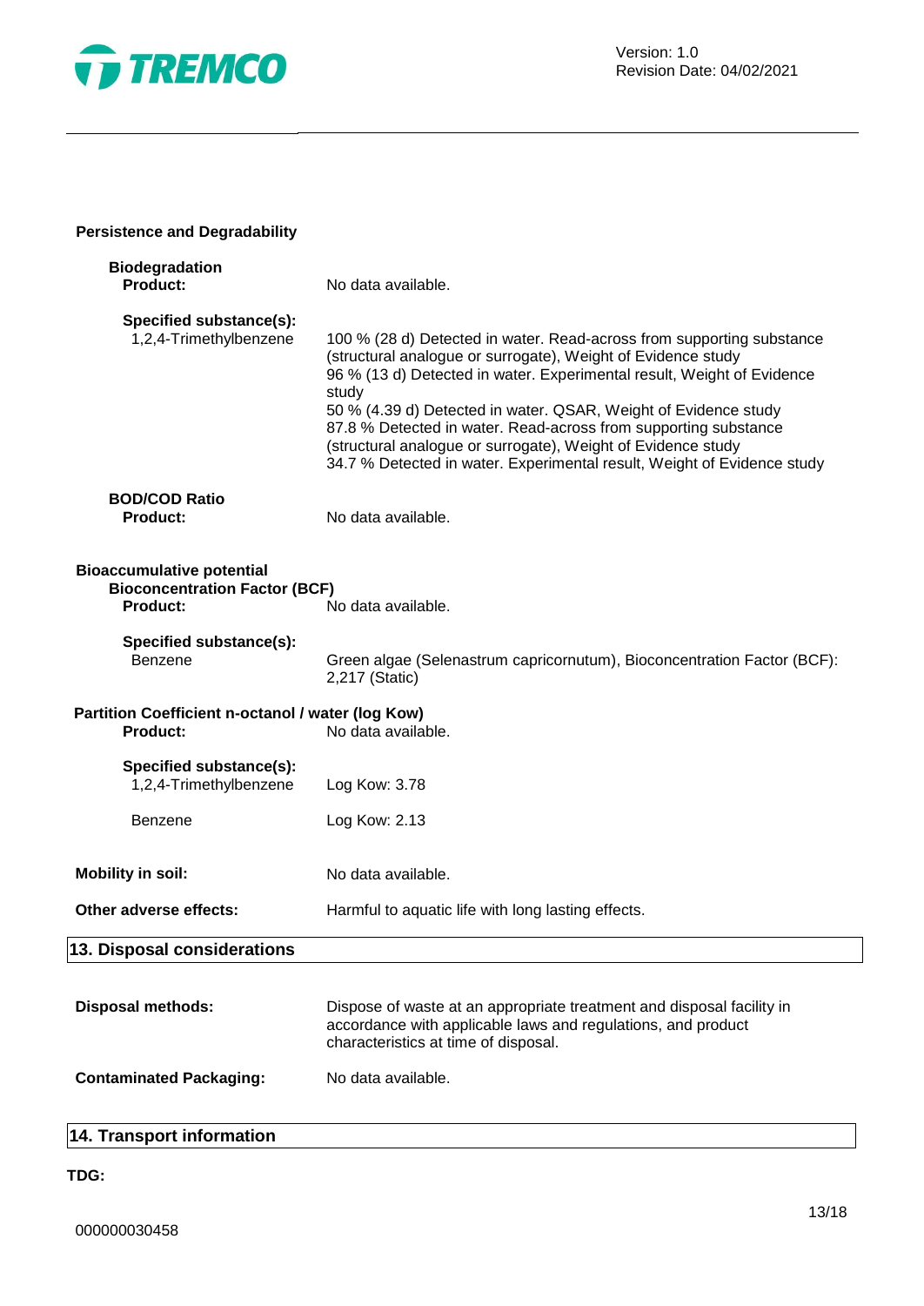**Persistence and Degradability**

**Biodegradation**

**Product:** No data available.

**Specified substance(s):**

1,2,4-Trimethylbenzene

100 % (28 d) Detected in water. Read-across from supporting substance (structural analogue or surrogate), Weight of Evidence study
96 % (13 d) Detected in water. Experimental result, Weight of Evidence study
50 % (4.39 d) Detected in water. QSAR, Weight of Evidence study
87.8 % Detected in water. Read-across from supporting substance (structural analogue or surrogate), Weight of Evidence study
34.7 % Detected in water. Experimental result, Weight of Evidence study

**BOD/COD Ratio**

**Product:** No data available.

**Bioaccumulative potential**

**Bioconcentration Factor (BCF)**

**Product:** No data available.

**Specified substance(s):**

Benzene: Green algae (Selenastrum capricornutum), Bioconcentration Factor (BCF): 2,217 (Static)

**Partition Coefficient n-octanol / water (log Kow)**

**Product:** No data available.

**Specified substance(s):**

1,2,4-Trimethylbenzene: Log Kow: 3.78

Benzene: Log Kow: 2.13

**Mobility in soil:** No data available.

**Other adverse effects:** Harmful to aquatic life with long lasting effects.

## 13. Disposal considerations

**Disposal methods:** Dispose of waste at an appropriate treatment and disposal facility in accordance with applicable laws and regulations, and product characteristics at time of disposal.

**Contaminated Packaging:** No data available.

## 14. Transport information

**TDG:**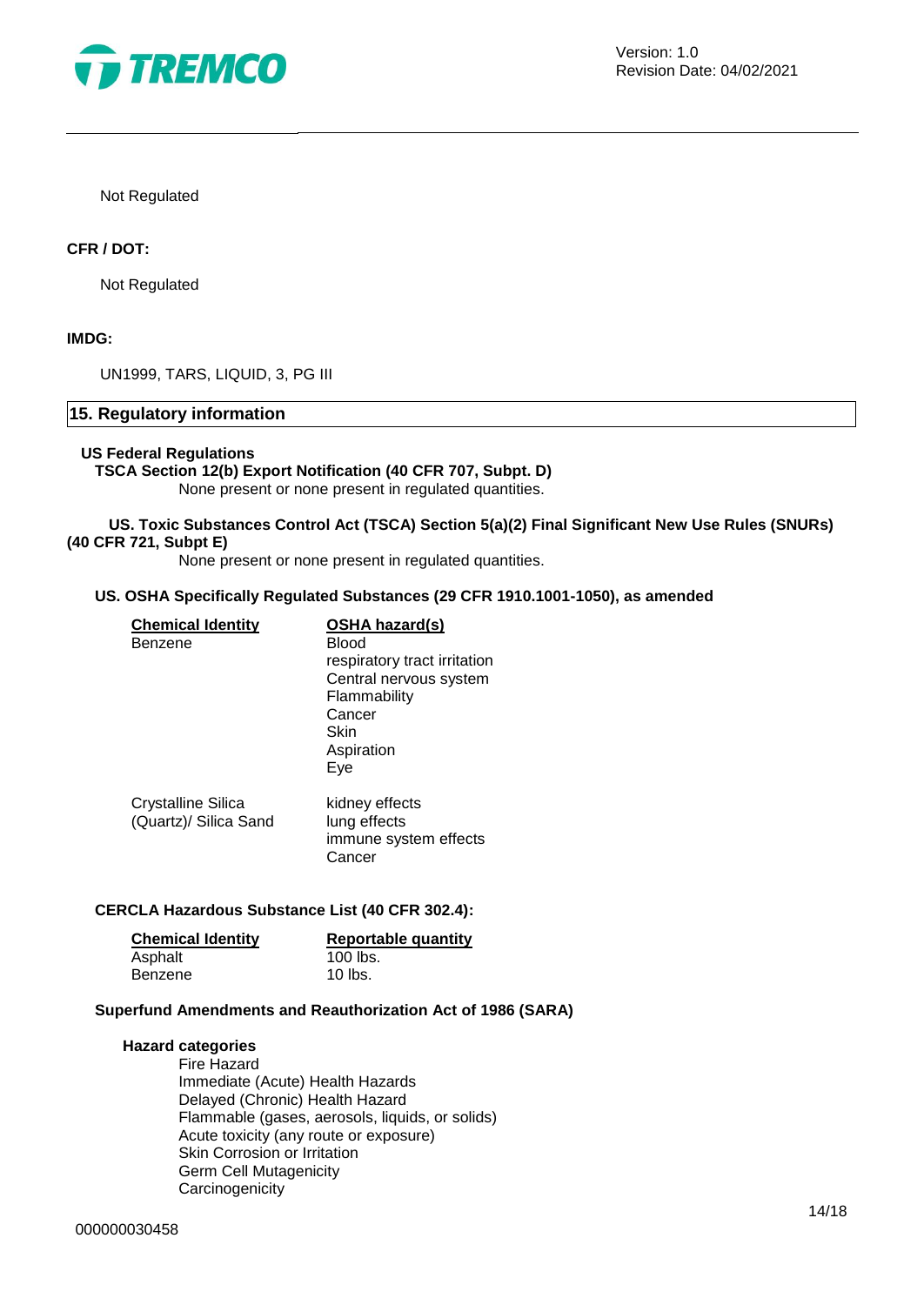Not Regulated

**CFR / DOT:**

Not Regulated

**IMDG:**

UN1999, TARS, LIQUID, 3, PG III

## 15. Regulatory information

**US Federal Regulations**

**TSCA Section 12(b) Export Notification (40 CFR 707, Subpt. D)**

None present or none present in regulated quantities.

**US. Toxic Substances Control Act (TSCA) Section 5(a)(2) Final Significant New Use Rules (SNURs) (40 CFR 721, Subpt E)**

None present or none present in regulated quantities.

**US. OSHA Specifically Regulated Substances (29 CFR 1910.1001-1050), as amended**

| Chemical Identity | OSHA hazard(s) |
|---|---|
| Benzene | Blood<br>respiratory tract irritation<br>Central nervous system<br>Flammability<br>Cancer<br>Skin<br>Aspiration<br>Eye |
| Crystalline Silica (Quartz)/ Silica Sand | kidney effects<br>lung effects<br>immune system effects<br>Cancer |

**CERCLA Hazardous Substance List (40 CFR 302.4):**

| Chemical Identity | Reportable quantity |
|---|---|
| Asphalt | 100 lbs. |
| Benzene | 10 lbs. |

**Superfund Amendments and Reauthorization Act of 1986 (SARA)**

**Hazard categories**

Fire Hazard
Immediate (Acute) Health Hazards
Delayed (Chronic) Health Hazard
Flammable (gases, aerosols, liquids, or solids)
Acute toxicity (any route or exposure)
Skin Corrosion or Irritation
Germ Cell Mutagenicity
Carcinogenicity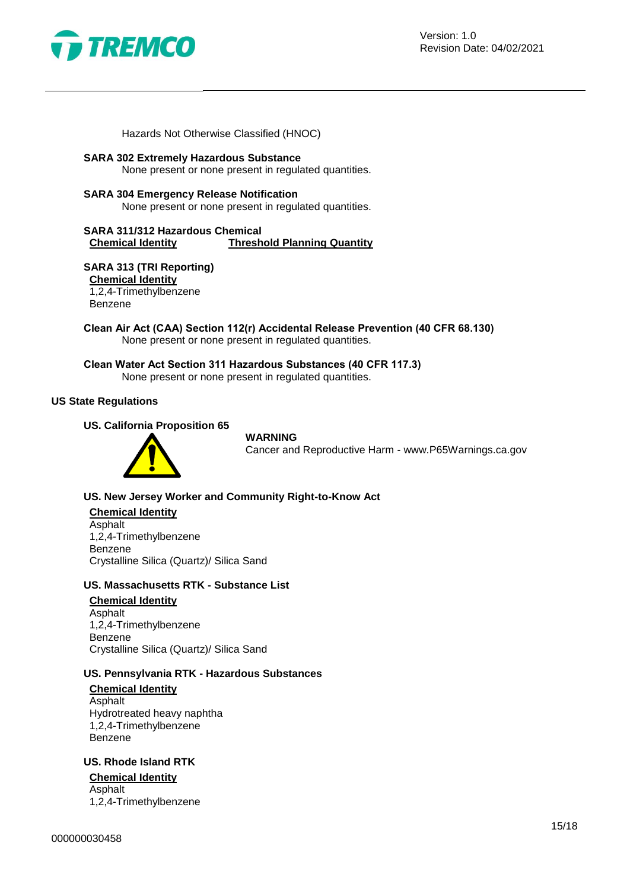Hazards Not Otherwise Classified (HNOC)

**SARA 302 Extremely Hazardous Substance**

None present or none present in regulated quantities.

**SARA 304 Emergency Release Notification**

None present or none present in regulated quantities.

**SARA 311/312 Hazardous Chemical**

| Chemical Identity | Threshold Planning Quantity |
| --- | --- |

**SARA 313 (TRI Reporting)**

**Chemical Identity**

1,2,4-Trimethylbenzene
Benzene

**Clean Air Act (CAA) Section 112(r) Accidental Release Prevention (40 CFR 68.130)**

None present or none present in regulated quantities.

**Clean Water Act Section 311 Hazardous Substances (40 CFR 117.3)**

None present or none present in regulated quantities.

**US State Regulations**

**US. California Proposition 65**

**WARNING**

Cancer and Reproductive Harm - www.P65Warnings.ca.gov

**US. New Jersey Worker and Community Right-to-Know Act**

**Chemical Identity**

Asphalt
1,2,4-Trimethylbenzene
Benzene
Crystalline Silica (Quartz)/ Silica Sand

**US. Massachusetts RTK - Substance List**

**Chemical Identity**

Asphalt
1,2,4-Trimethylbenzene
Benzene
Crystalline Silica (Quartz)/ Silica Sand

**US. Pennsylvania RTK - Hazardous Substances**

**Chemical Identity**

Asphalt
Hydrotreated heavy naphtha
1,2,4-Trimethylbenzene
Benzene

**US. Rhode Island RTK**

**Chemical Identity**

Asphalt
1,2,4-Trimethylbenzene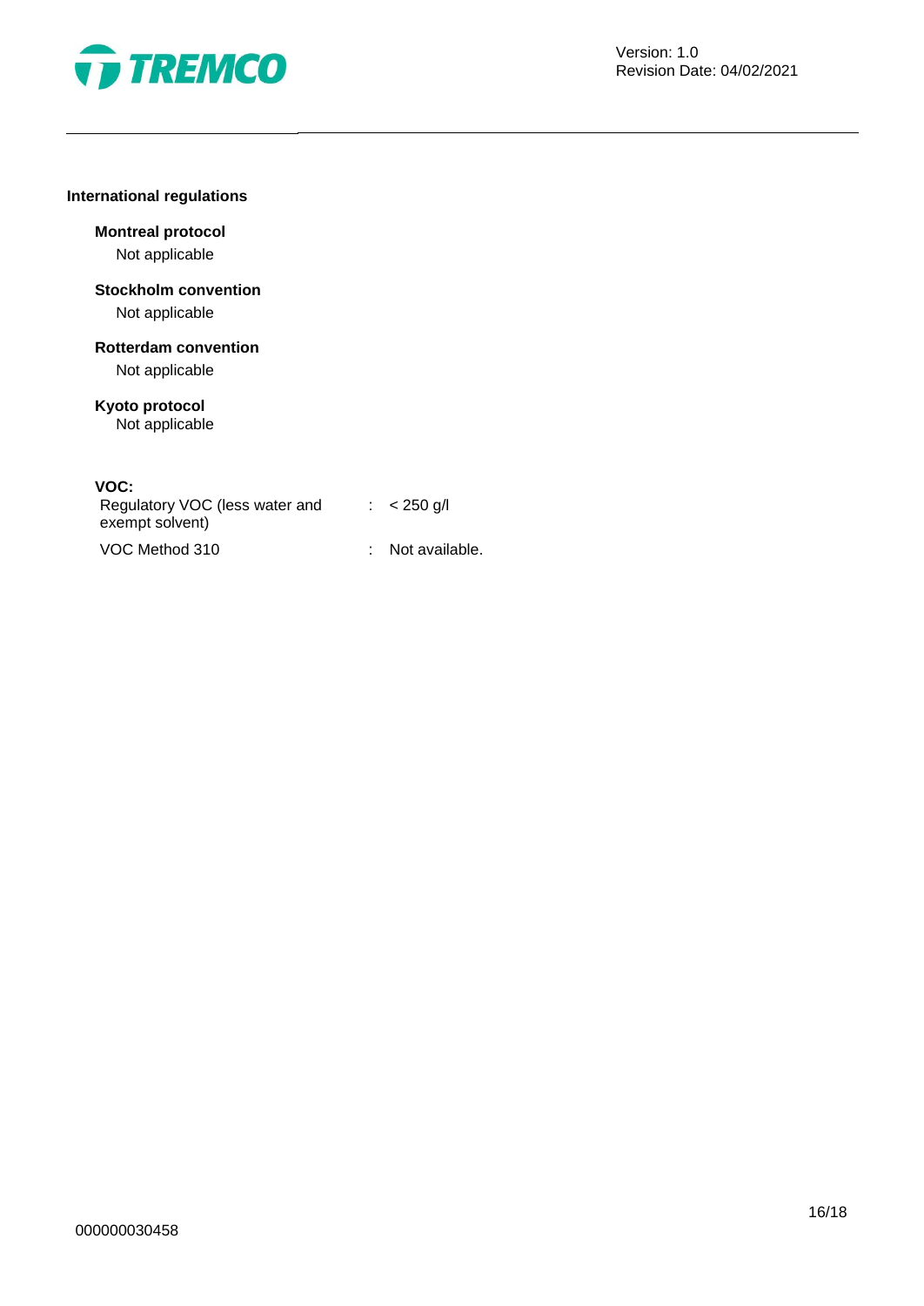**International regulations**

**Montreal protocol**

Not applicable

**Stockholm convention**

Not applicable

**Rotterdam convention**

Not applicable

**Kyoto protocol**

Not applicable

**VOC:**

| | | |
|---|---|---|
| Regulatory VOC (less water and exempt solvent) | : | < 250 g/l |
| VOC Method 310 | : | Not available. |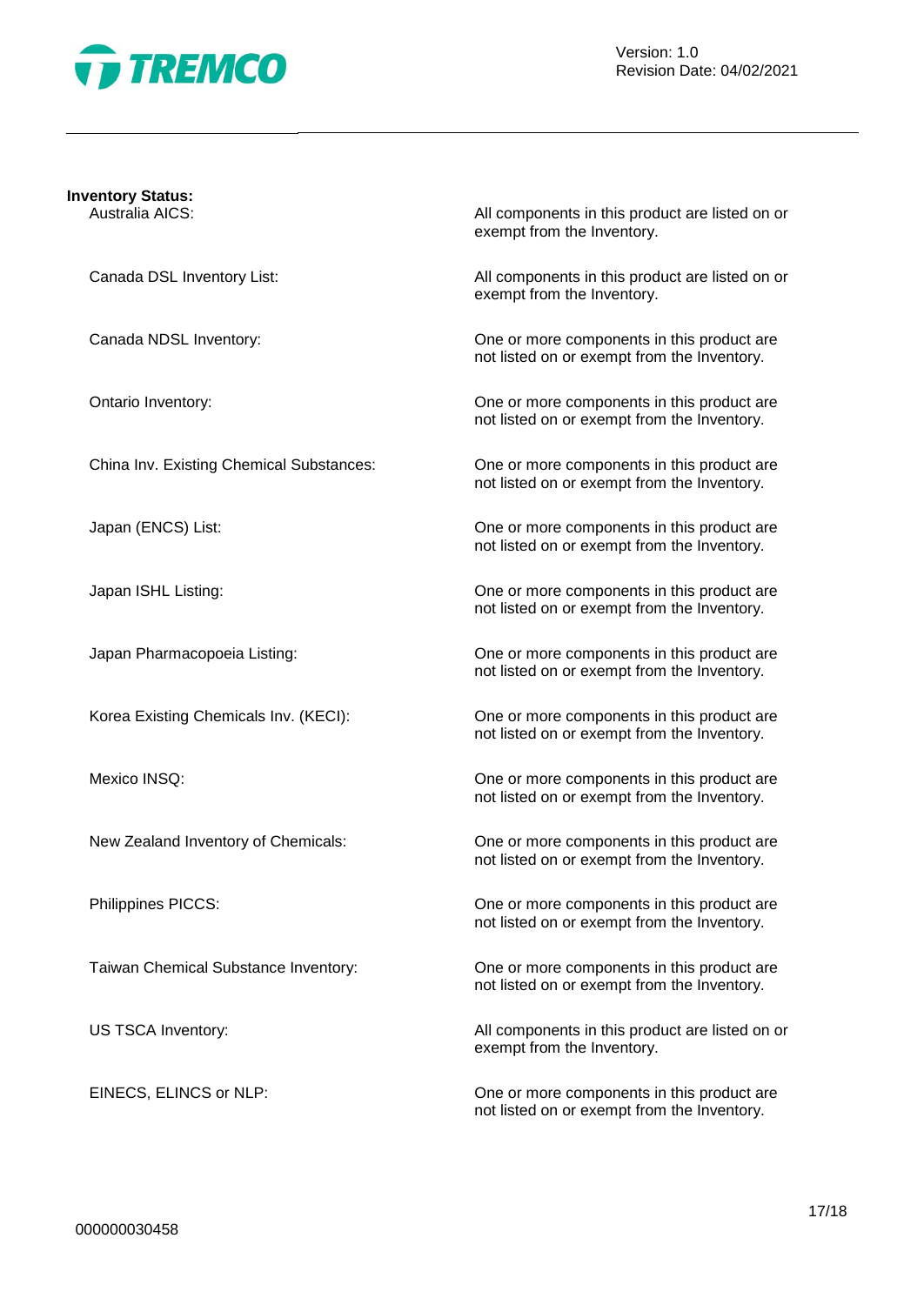**Inventory Status:**

| | |
|---|---|
| Australia AICS: | All components in this product are listed on or exempt from the Inventory. |
| Canada DSL Inventory List: | All components in this product are listed on or exempt from the Inventory. |
| Canada NDSL Inventory: | One or more components in this product are not listed on or exempt from the Inventory. |
| Ontario Inventory: | One or more components in this product are not listed on or exempt from the Inventory. |
| China Inv. Existing Chemical Substances: | One or more components in this product are not listed on or exempt from the Inventory. |
| Japan (ENCS) List: | One or more components in this product are not listed on or exempt from the Inventory. |
| Japan ISHL Listing: | One or more components in this product are not listed on or exempt from the Inventory. |
| Japan Pharmacopoeia Listing: | One or more components in this product are not listed on or exempt from the Inventory. |
| Korea Existing Chemicals Inv. (KECI): | One or more components in this product are not listed on or exempt from the Inventory. |
| Mexico INSQ: | One or more components in this product are not listed on or exempt from the Inventory. |
| New Zealand Inventory of Chemicals: | One or more components in this product are not listed on or exempt from the Inventory. |
| Philippines PICCS: | One or more components in this product are not listed on or exempt from the Inventory. |
| Taiwan Chemical Substance Inventory: | One or more components in this product are not listed on or exempt from the Inventory. |
| US TSCA Inventory: | All components in this product are listed on or exempt from the Inventory. |
| EINECS, ELINCS or NLP: | One or more components in this product are not listed on or exempt from the Inventory. |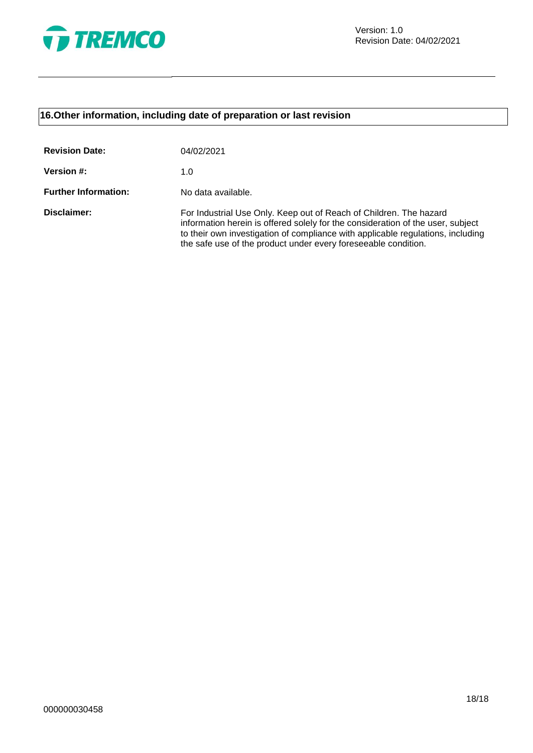## 16.Other information, including date of preparation or last revision

| | |
|---|---|
| **Revision Date:** | 04/02/2021 |
| **Version #:** | 1.0 |
| **Further Information:** | No data available. |
| **Disclaimer:** | For Industrial Use Only. Keep out of Reach of Children. The hazard information herein is offered solely for the consideration of the user, subject to their own investigation of compliance with applicable regulations, including the safe use of the product under every foreseeable condition. |